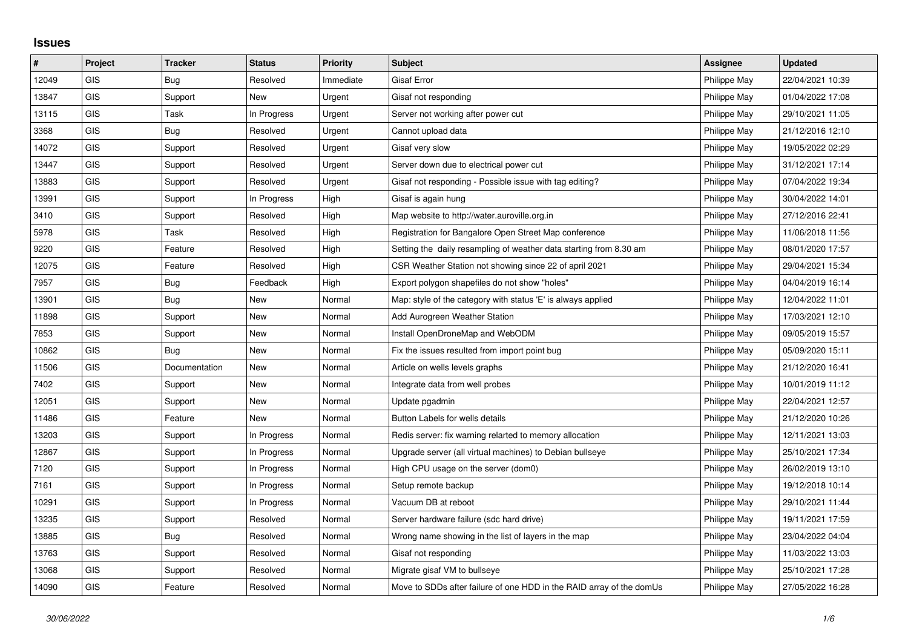# Issues

| # | Project | Tracker | Status | Priority | Subject | Assignee | Updated |
|---|---|---|---|---|---|---|---|
| 12049 | GIS | Bug | Resolved | Immediate | Gisaf Error | Philippe May | 22/04/2021 10:39 |
| 13847 | GIS | Support | New | Urgent | Gisaf not responding | Philippe May | 01/04/2022 17:08 |
| 13115 | GIS | Task | In Progress | Urgent | Server not working after power cut | Philippe May | 29/10/2021 11:05 |
| 3368 | GIS | Bug | Resolved | Urgent | Cannot upload data | Philippe May | 21/12/2016 12:10 |
| 14072 | GIS | Support | Resolved | Urgent | Gisaf very slow | Philippe May | 19/05/2022 02:29 |
| 13447 | GIS | Support | Resolved | Urgent | Server down due to electrical power cut | Philippe May | 31/12/2021 17:14 |
| 13883 | GIS | Support | Resolved | Urgent | Gisaf not responding - Possible issue with tag editing? | Philippe May | 07/04/2022 19:34 |
| 13991 | GIS | Support | In Progress | High | Gisaf is again hung | Philippe May | 30/04/2022 14:01 |
| 3410 | GIS | Support | Resolved | High | Map website to http://water.auroville.org.in | Philippe May | 27/12/2016 22:41 |
| 5978 | GIS | Task | Resolved | High | Registration for Bangalore Open Street Map conference | Philippe May | 11/06/2018 11:56 |
| 9220 | GIS | Feature | Resolved | High | Setting the daily resampling of weather data starting from 8.30 am | Philippe May | 08/01/2020 17:57 |
| 12075 | GIS | Feature | Resolved | High | CSR Weather Station not showing since 22 of april 2021 | Philippe May | 29/04/2021 15:34 |
| 7957 | GIS | Bug | Feedback | High | Export polygon shapefiles do not show "holes" | Philippe May | 04/04/2019 16:14 |
| 13901 | GIS | Bug | New | Normal | Map: style of the category with status 'E' is always applied | Philippe May | 12/04/2022 11:01 |
| 11898 | GIS | Support | New | Normal | Add Aurogreen Weather Station | Philippe May | 17/03/2021 12:10 |
| 7853 | GIS | Support | New | Normal | Install OpenDroneMap and WebODM | Philippe May | 09/05/2019 15:57 |
| 10862 | GIS | Bug | New | Normal | Fix the issues resulted from import point bug | Philippe May | 05/09/2020 15:11 |
| 11506 | GIS | Documentation | New | Normal | Article on wells levels graphs | Philippe May | 21/12/2020 16:41 |
| 7402 | GIS | Support | New | Normal | Integrate data from well probes | Philippe May | 10/01/2019 11:12 |
| 12051 | GIS | Support | New | Normal | Update pgadmin | Philippe May | 22/04/2021 12:57 |
| 11486 | GIS | Feature | New | Normal | Button Labels for wells details | Philippe May | 21/12/2020 10:26 |
| 13203 | GIS | Support | In Progress | Normal | Redis server: fix warning relarted to memory allocation | Philippe May | 12/11/2021 13:03 |
| 12867 | GIS | Support | In Progress | Normal | Upgrade server (all virtual machines) to Debian bullseye | Philippe May | 25/10/2021 17:34 |
| 7120 | GIS | Support | In Progress | Normal | High CPU usage on the server (dom0) | Philippe May | 26/02/2019 13:10 |
| 7161 | GIS | Support | In Progress | Normal | Setup remote backup | Philippe May | 19/12/2018 10:14 |
| 10291 | GIS | Support | In Progress | Normal | Vacuum DB at reboot | Philippe May | 29/10/2021 11:44 |
| 13235 | GIS | Support | Resolved | Normal | Server hardware failure (sdc hard drive) | Philippe May | 19/11/2021 17:59 |
| 13885 | GIS | Bug | Resolved | Normal | Wrong name showing in the list of layers in the map | Philippe May | 23/04/2022 04:04 |
| 13763 | GIS | Support | Resolved | Normal | Gisaf not responding | Philippe May | 11/03/2022 13:03 |
| 13068 | GIS | Support | Resolved | Normal | Migrate gisaf VM to bullseye | Philippe May | 25/10/2021 17:28 |
| 14090 | GIS | Feature | Resolved | Normal | Move to SDDs after failure of one HDD in the RAID array of the domUs | Philippe May | 27/05/2022 16:28 |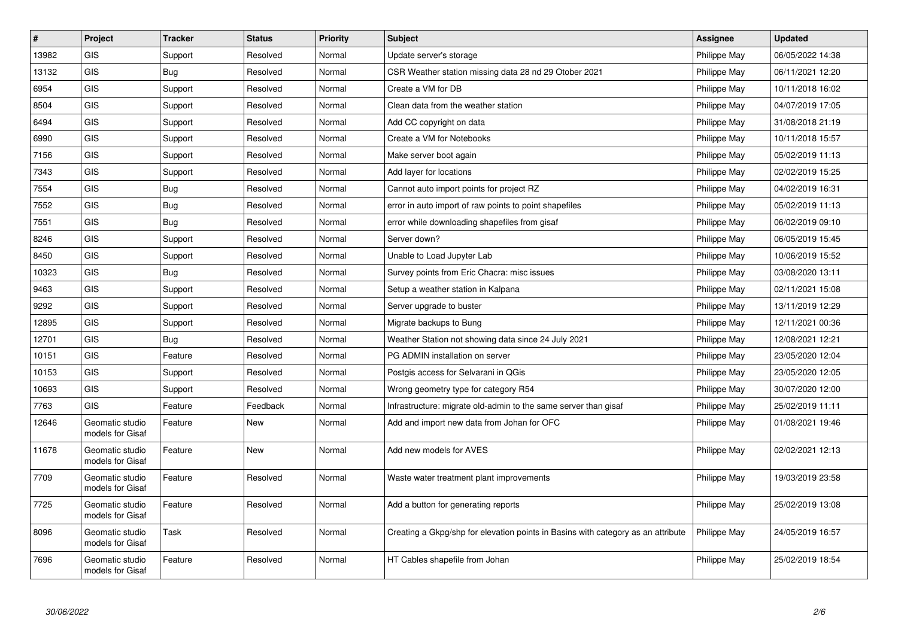| # | Project | Tracker | Status | Priority | Subject | Assignee | Updated |
|---|---|---|---|---|---|---|---|
| 13982 | GIS | Support | Resolved | Normal | Update server's storage | Philippe May | 06/05/2022 14:38 |
| 13132 | GIS | Bug | Resolved | Normal | CSR Weather station missing data 28 nd 29 Otober 2021 | Philippe May | 06/11/2021 12:20 |
| 6954 | GIS | Support | Resolved | Normal | Create a VM for DB | Philippe May | 10/11/2018 16:02 |
| 8504 | GIS | Support | Resolved | Normal | Clean data from the weather station | Philippe May | 04/07/2019 17:05 |
| 6494 | GIS | Support | Resolved | Normal | Add CC copyright on data | Philippe May | 31/08/2018 21:19 |
| 6990 | GIS | Support | Resolved | Normal | Create a VM for Notebooks | Philippe May | 10/11/2018 15:57 |
| 7156 | GIS | Support | Resolved | Normal | Make server boot again | Philippe May | 05/02/2019 11:13 |
| 7343 | GIS | Support | Resolved | Normal | Add layer for locations | Philippe May | 02/02/2019 15:25 |
| 7554 | GIS | Bug | Resolved | Normal | Cannot auto import points for project RZ | Philippe May | 04/02/2019 16:31 |
| 7552 | GIS | Bug | Resolved | Normal | error in auto import of raw points to point shapefiles | Philippe May | 05/02/2019 11:13 |
| 7551 | GIS | Bug | Resolved | Normal | error while downloading shapefiles from gisaf | Philippe May | 06/02/2019 09:10 |
| 8246 | GIS | Support | Resolved | Normal | Server down? | Philippe May | 06/05/2019 15:45 |
| 8450 | GIS | Support | Resolved | Normal | Unable to Load Jupyter Lab | Philippe May | 10/06/2019 15:52 |
| 10323 | GIS | Bug | Resolved | Normal | Survey points from Eric Chacra: misc issues | Philippe May | 03/08/2020 13:11 |
| 9463 | GIS | Support | Resolved | Normal | Setup a weather station in Kalpana | Philippe May | 02/11/2021 15:08 |
| 9292 | GIS | Support | Resolved | Normal | Server upgrade to buster | Philippe May | 13/11/2019 12:29 |
| 12895 | GIS | Support | Resolved | Normal | Migrate backups to Bung | Philippe May | 12/11/2021 00:36 |
| 12701 | GIS | Bug | Resolved | Normal | Weather Station not showing data since 24 July 2021 | Philippe May | 12/08/2021 12:21 |
| 10151 | GIS | Feature | Resolved | Normal | PG ADMIN installation on server | Philippe May | 23/05/2020 12:04 |
| 10153 | GIS | Support | Resolved | Normal | Postgis access for Selvarani in QGis | Philippe May | 23/05/2020 12:05 |
| 10693 | GIS | Support | Resolved | Normal | Wrong geometry type for category R54 | Philippe May | 30/07/2020 12:00 |
| 7763 | GIS | Feature | Feedback | Normal | Infrastructure: migrate old-admin to the same server than gisaf | Philippe May | 25/02/2019 11:11 |
| 12646 | Geomatic studio models for Gisaf | Feature | New | Normal | Add and import new data from Johan for OFC | Philippe May | 01/08/2021 19:46 |
| 11678 | Geomatic studio models for Gisaf | Feature | New | Normal | Add new models for AVES | Philippe May | 02/02/2021 12:13 |
| 7709 | Geomatic studio models for Gisaf | Feature | Resolved | Normal | Waste water treatment plant improvements | Philippe May | 19/03/2019 23:58 |
| 7725 | Geomatic studio models for Gisaf | Feature | Resolved | Normal | Add a button for generating reports | Philippe May | 25/02/2019 13:08 |
| 8096 | Geomatic studio models for Gisaf | Task | Resolved | Normal | Creating a Gkpg/shp for elevation points in Basins with category as an attribute | Philippe May | 24/05/2019 16:57 |
| 7696 | Geomatic studio models for Gisaf | Feature | Resolved | Normal | HT Cables shapefile from Johan | Philippe May | 25/02/2019 18:54 |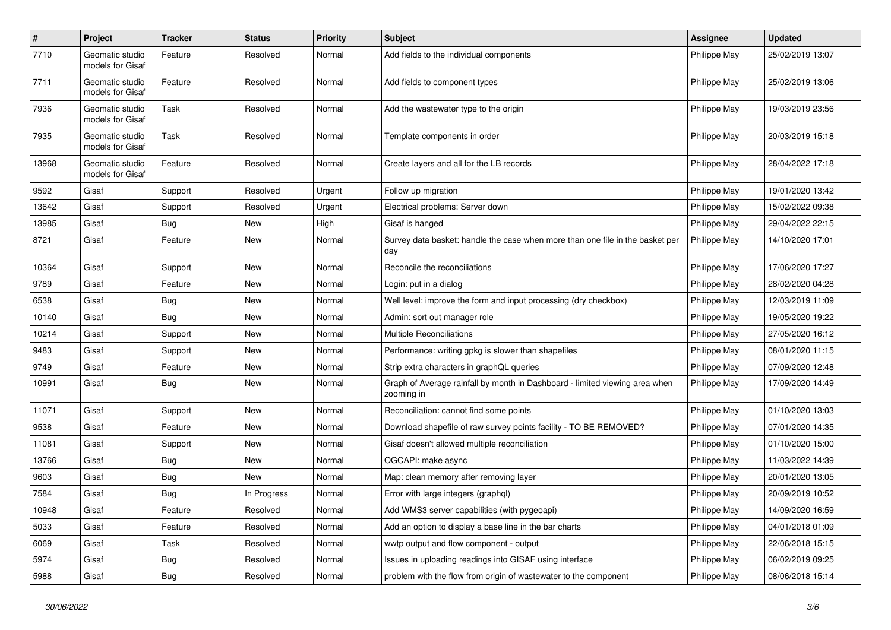| # | Project | Tracker | Status | Priority | Subject | Assignee | Updated |
| --- | --- | --- | --- | --- | --- | --- | --- |
| 7710 | Geomatic studio models for Gisaf | Feature | Resolved | Normal | Add fields to the individual components | Philippe May | 25/02/2019 13:07 |
| 7711 | Geomatic studio models for Gisaf | Feature | Resolved | Normal | Add fields to component types | Philippe May | 25/02/2019 13:06 |
| 7936 | Geomatic studio models for Gisaf | Task | Resolved | Normal | Add the wastewater type to the origin | Philippe May | 19/03/2019 23:56 |
| 7935 | Geomatic studio models for Gisaf | Task | Resolved | Normal | Template components in order | Philippe May | 20/03/2019 15:18 |
| 13968 | Geomatic studio models for Gisaf | Feature | Resolved | Normal | Create layers and all for the LB records | Philippe May | 28/04/2022 17:18 |
| 9592 | Gisaf | Support | Resolved | Urgent | Follow up migration | Philippe May | 19/01/2020 13:42 |
| 13642 | Gisaf | Support | Resolved | Urgent | Electrical problems: Server down | Philippe May | 15/02/2022 09:38 |
| 13985 | Gisaf | Bug | New | High | Gisaf is hanged | Philippe May | 29/04/2022 22:15 |
| 8721 | Gisaf | Feature | New | Normal | Survey data basket: handle the case when more than one file in the basket per day | Philippe May | 14/10/2020 17:01 |
| 10364 | Gisaf | Support | New | Normal | Reconcile the reconciliations | Philippe May | 17/06/2020 17:27 |
| 9789 | Gisaf | Feature | New | Normal | Login: put in a dialog | Philippe May | 28/02/2020 04:28 |
| 6538 | Gisaf | Bug | New | Normal | Well level: improve the form and input processing (dry checkbox) | Philippe May | 12/03/2019 11:09 |
| 10140 | Gisaf | Bug | New | Normal | Admin: sort out manager role | Philippe May | 19/05/2020 19:22 |
| 10214 | Gisaf | Support | New | Normal | Multiple Reconciliations | Philippe May | 27/05/2020 16:12 |
| 9483 | Gisaf | Support | New | Normal | Performance: writing gpkg is slower than shapefiles | Philippe May | 08/01/2020 11:15 |
| 9749 | Gisaf | Feature | New | Normal | Strip extra characters in graphQL queries | Philippe May | 07/09/2020 12:48 |
| 10991 | Gisaf | Bug | New | Normal | Graph of Average rainfall by month in Dashboard - limited viewing area when zooming in | Philippe May | 17/09/2020 14:49 |
| 11071 | Gisaf | Support | New | Normal | Reconciliation: cannot find some points | Philippe May | 01/10/2020 13:03 |
| 9538 | Gisaf | Feature | New | Normal | Download shapefile of raw survey points facility - TO BE REMOVED? | Philippe May | 07/01/2020 14:35 |
| 11081 | Gisaf | Support | New | Normal | Gisaf doesn't allowed multiple reconciliation | Philippe May | 01/10/2020 15:00 |
| 13766 | Gisaf | Bug | New | Normal | OGCAPI: make async | Philippe May | 11/03/2022 14:39 |
| 9603 | Gisaf | Bug | New | Normal | Map: clean memory after removing layer | Philippe May | 20/01/2020 13:05 |
| 7584 | Gisaf | Bug | In Progress | Normal | Error with large integers (graphql) | Philippe May | 20/09/2019 10:52 |
| 10948 | Gisaf | Feature | Resolved | Normal | Add WMS3 server capabilities (with pygeoapi) | Philippe May | 14/09/2020 16:59 |
| 5033 | Gisaf | Feature | Resolved | Normal | Add an option to display a base line in the bar charts | Philippe May | 04/01/2018 01:09 |
| 6069 | Gisaf | Task | Resolved | Normal | wwtp output and flow component - output | Philippe May | 22/06/2018 15:15 |
| 5974 | Gisaf | Bug | Resolved | Normal | Issues in uploading readings into GISAF using interface | Philippe May | 06/02/2019 09:25 |
| 5988 | Gisaf | Bug | Resolved | Normal | problem with the flow from origin of wastewater to the component | Philippe May | 08/06/2018 15:14 |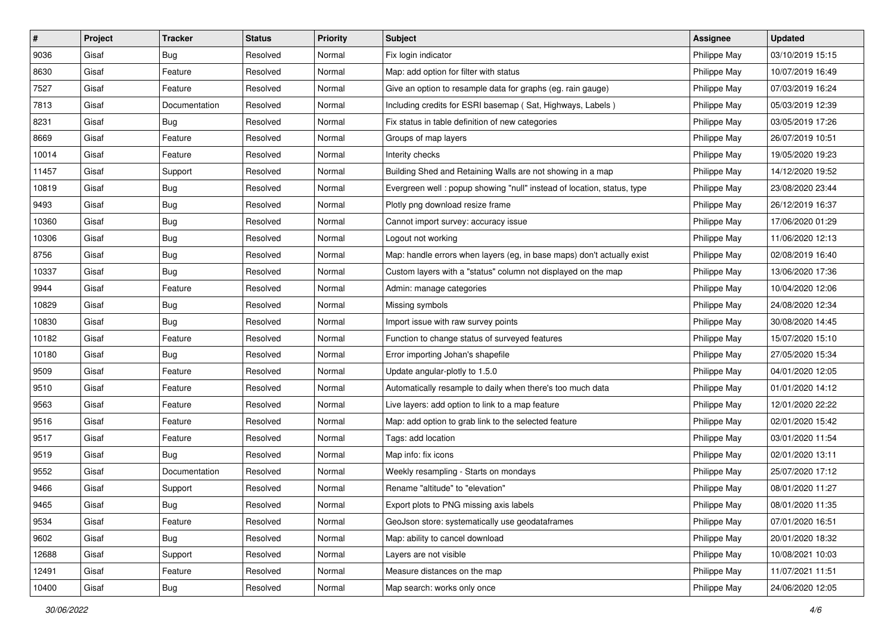| # | Project | Tracker | Status | Priority | Subject | Assignee | Updated |
|---|---|---|---|---|---|---|---|
| 9036 | Gisaf | Bug | Resolved | Normal | Fix login indicator | Philippe May | 03/10/2019 15:15 |
| 8630 | Gisaf | Feature | Resolved | Normal | Map: add option for filter with status | Philippe May | 10/07/2019 16:49 |
| 7527 | Gisaf | Feature | Resolved | Normal | Give an option to resample data for graphs (eg. rain gauge) | Philippe May | 07/03/2019 16:24 |
| 7813 | Gisaf | Documentation | Resolved | Normal | Including credits for ESRI basemap ( Sat, Highways, Labels ) | Philippe May | 05/03/2019 12:39 |
| 8231 | Gisaf | Bug | Resolved | Normal | Fix status in table definition of new categories | Philippe May | 03/05/2019 17:26 |
| 8669 | Gisaf | Feature | Resolved | Normal | Groups of map layers | Philippe May | 26/07/2019 10:51 |
| 10014 | Gisaf | Feature | Resolved | Normal | Interity checks | Philippe May | 19/05/2020 19:23 |
| 11457 | Gisaf | Support | Resolved | Normal | Building Shed and Retaining Walls are not showing in a map | Philippe May | 14/12/2020 19:52 |
| 10819 | Gisaf | Bug | Resolved | Normal | Evergreen well : popup showing "null" instead of location, status, type | Philippe May | 23/08/2020 23:44 |
| 9493 | Gisaf | Bug | Resolved | Normal | Plotly png download resize frame | Philippe May | 26/12/2019 16:37 |
| 10360 | Gisaf | Bug | Resolved | Normal | Cannot import survey: accuracy issue | Philippe May | 17/06/2020 01:29 |
| 10306 | Gisaf | Bug | Resolved | Normal | Logout not working | Philippe May | 11/06/2020 12:13 |
| 8756 | Gisaf | Bug | Resolved | Normal | Map: handle errors when layers (eg, in base maps) don't actually exist | Philippe May | 02/08/2019 16:40 |
| 10337 | Gisaf | Bug | Resolved | Normal | Custom layers with a "status" column not displayed on the map | Philippe May | 13/06/2020 17:36 |
| 9944 | Gisaf | Feature | Resolved | Normal | Admin: manage categories | Philippe May | 10/04/2020 12:06 |
| 10829 | Gisaf | Bug | Resolved | Normal | Missing symbols | Philippe May | 24/08/2020 12:34 |
| 10830 | Gisaf | Bug | Resolved | Normal | Import issue with raw survey points | Philippe May | 30/08/2020 14:45 |
| 10182 | Gisaf | Feature | Resolved | Normal | Function to change status of surveyed features | Philippe May | 15/07/2020 15:10 |
| 10180 | Gisaf | Bug | Resolved | Normal | Error importing Johan's shapefile | Philippe May | 27/05/2020 15:34 |
| 9509 | Gisaf | Feature | Resolved | Normal | Update angular-plotly to 1.5.0 | Philippe May | 04/01/2020 12:05 |
| 9510 | Gisaf | Feature | Resolved | Normal | Automatically resample to daily when there's too much data | Philippe May | 01/01/2020 14:12 |
| 9563 | Gisaf | Feature | Resolved | Normal | Live layers: add option to link to a map feature | Philippe May | 12/01/2020 22:22 |
| 9516 | Gisaf | Feature | Resolved | Normal | Map: add option to grab link to the selected feature | Philippe May | 02/01/2020 15:42 |
| 9517 | Gisaf | Feature | Resolved | Normal | Tags: add location | Philippe May | 03/01/2020 11:54 |
| 9519 | Gisaf | Bug | Resolved | Normal | Map info: fix icons | Philippe May | 02/01/2020 13:11 |
| 9552 | Gisaf | Documentation | Resolved | Normal | Weekly resampling - Starts on mondays | Philippe May | 25/07/2020 17:12 |
| 9466 | Gisaf | Support | Resolved | Normal | Rename "altitude" to "elevation" | Philippe May | 08/01/2020 11:27 |
| 9465 | Gisaf | Bug | Resolved | Normal | Export plots to PNG missing axis labels | Philippe May | 08/01/2020 11:35 |
| 9534 | Gisaf | Feature | Resolved | Normal | GeoJson store: systematically use geodataframes | Philippe May | 07/01/2020 16:51 |
| 9602 | Gisaf | Bug | Resolved | Normal | Map: ability to cancel download | Philippe May | 20/01/2020 18:32 |
| 12688 | Gisaf | Support | Resolved | Normal | Layers are not visible | Philippe May | 10/08/2021 10:03 |
| 12491 | Gisaf | Feature | Resolved | Normal | Measure distances on the map | Philippe May | 11/07/2021 11:51 |
| 10400 | Gisaf | Bug | Resolved | Normal | Map search: works only once | Philippe May | 24/06/2020 12:05 |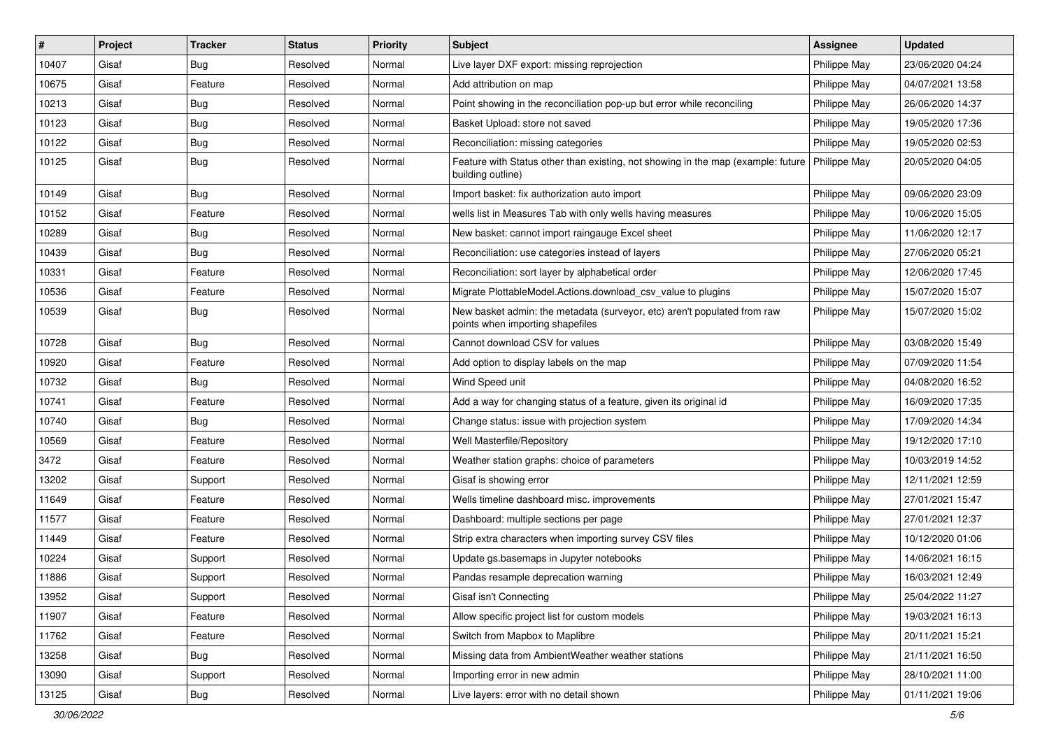| # | Project | Tracker | Status | Priority | Subject | Assignee | Updated |
|---|---|---|---|---|---|---|---|
| 10407 | Gisaf | Bug | Resolved | Normal | Live layer DXF export: missing reprojection | Philippe May | 23/06/2020 04:24 |
| 10675 | Gisaf | Feature | Resolved | Normal | Add attribution on map | Philippe May | 04/07/2021 13:58 |
| 10213 | Gisaf | Bug | Resolved | Normal | Point showing in the reconciliation pop-up but error while reconciling | Philippe May | 26/06/2020 14:37 |
| 10123 | Gisaf | Bug | Resolved | Normal | Basket Upload: store not saved | Philippe May | 19/05/2020 17:36 |
| 10122 | Gisaf | Bug | Resolved | Normal | Reconciliation: missing categories | Philippe May | 19/05/2020 02:53 |
| 10125 | Gisaf | Bug | Resolved | Normal | Feature with Status other than existing, not showing in the map (example: future building outline) | Philippe May | 20/05/2020 04:05 |
| 10149 | Gisaf | Bug | Resolved | Normal | Import basket: fix authorization auto import | Philippe May | 09/06/2020 23:09 |
| 10152 | Gisaf | Feature | Resolved | Normal | wells list in Measures Tab with only wells having measures | Philippe May | 10/06/2020 15:05 |
| 10289 | Gisaf | Bug | Resolved | Normal | New basket: cannot import raingauge Excel sheet | Philippe May | 11/06/2020 12:17 |
| 10439 | Gisaf | Bug | Resolved | Normal | Reconciliation: use categories instead of layers | Philippe May | 27/06/2020 05:21 |
| 10331 | Gisaf | Feature | Resolved | Normal | Reconciliation: sort layer by alphabetical order | Philippe May | 12/06/2020 17:45 |
| 10536 | Gisaf | Feature | Resolved | Normal | Migrate PlottableModel.Actions.download_csv_value to plugins | Philippe May | 15/07/2020 15:07 |
| 10539 | Gisaf | Bug | Resolved | Normal | New basket admin: the metadata (surveyor, etc) aren't populated from raw points when importing shapefiles | Philippe May | 15/07/2020 15:02 |
| 10728 | Gisaf | Bug | Resolved | Normal | Cannot download CSV for values | Philippe May | 03/08/2020 15:49 |
| 10920 | Gisaf | Feature | Resolved | Normal | Add option to display labels on the map | Philippe May | 07/09/2020 11:54 |
| 10732 | Gisaf | Bug | Resolved | Normal | Wind Speed unit | Philippe May | 04/08/2020 16:52 |
| 10741 | Gisaf | Feature | Resolved | Normal | Add a way for changing status of a feature, given its original id | Philippe May | 16/09/2020 17:35 |
| 10740 | Gisaf | Bug | Resolved | Normal | Change status: issue with projection system | Philippe May | 17/09/2020 14:34 |
| 10569 | Gisaf | Feature | Resolved | Normal | Well Masterfile/Repository | Philippe May | 19/12/2020 17:10 |
| 3472 | Gisaf | Feature | Resolved | Normal | Weather station graphs: choice of parameters | Philippe May | 10/03/2019 14:52 |
| 13202 | Gisaf | Support | Resolved | Normal | Gisaf is showing error | Philippe May | 12/11/2021 12:59 |
| 11649 | Gisaf | Feature | Resolved | Normal | Wells timeline dashboard misc. improvements | Philippe May | 27/01/2021 15:47 |
| 11577 | Gisaf | Feature | Resolved | Normal | Dashboard: multiple sections per page | Philippe May | 27/01/2021 12:37 |
| 11449 | Gisaf | Feature | Resolved | Normal | Strip extra characters when importing survey CSV files | Philippe May | 10/12/2020 01:06 |
| 10224 | Gisaf | Support | Resolved | Normal | Update gs.basemaps in Jupyter notebooks | Philippe May | 14/06/2021 16:15 |
| 11886 | Gisaf | Support | Resolved | Normal | Pandas resample deprecation warning | Philippe May | 16/03/2021 12:49 |
| 13952 | Gisaf | Support | Resolved | Normal | Gisaf isn't Connecting | Philippe May | 25/04/2022 11:27 |
| 11907 | Gisaf | Feature | Resolved | Normal | Allow specific project list for custom models | Philippe May | 19/03/2021 16:13 |
| 11762 | Gisaf | Feature | Resolved | Normal | Switch from Mapbox to Maplibre | Philippe May | 20/11/2021 15:21 |
| 13258 | Gisaf | Bug | Resolved | Normal | Missing data from AmbientWeather weather stations | Philippe May | 21/11/2021 16:50 |
| 13090 | Gisaf | Support | Resolved | Normal | Importing error in new admin | Philippe May | 28/10/2021 11:00 |
| 13125 | Gisaf | Bug | Resolved | Normal | Live layers: error with no detail shown | Philippe May | 01/11/2021 19:06 |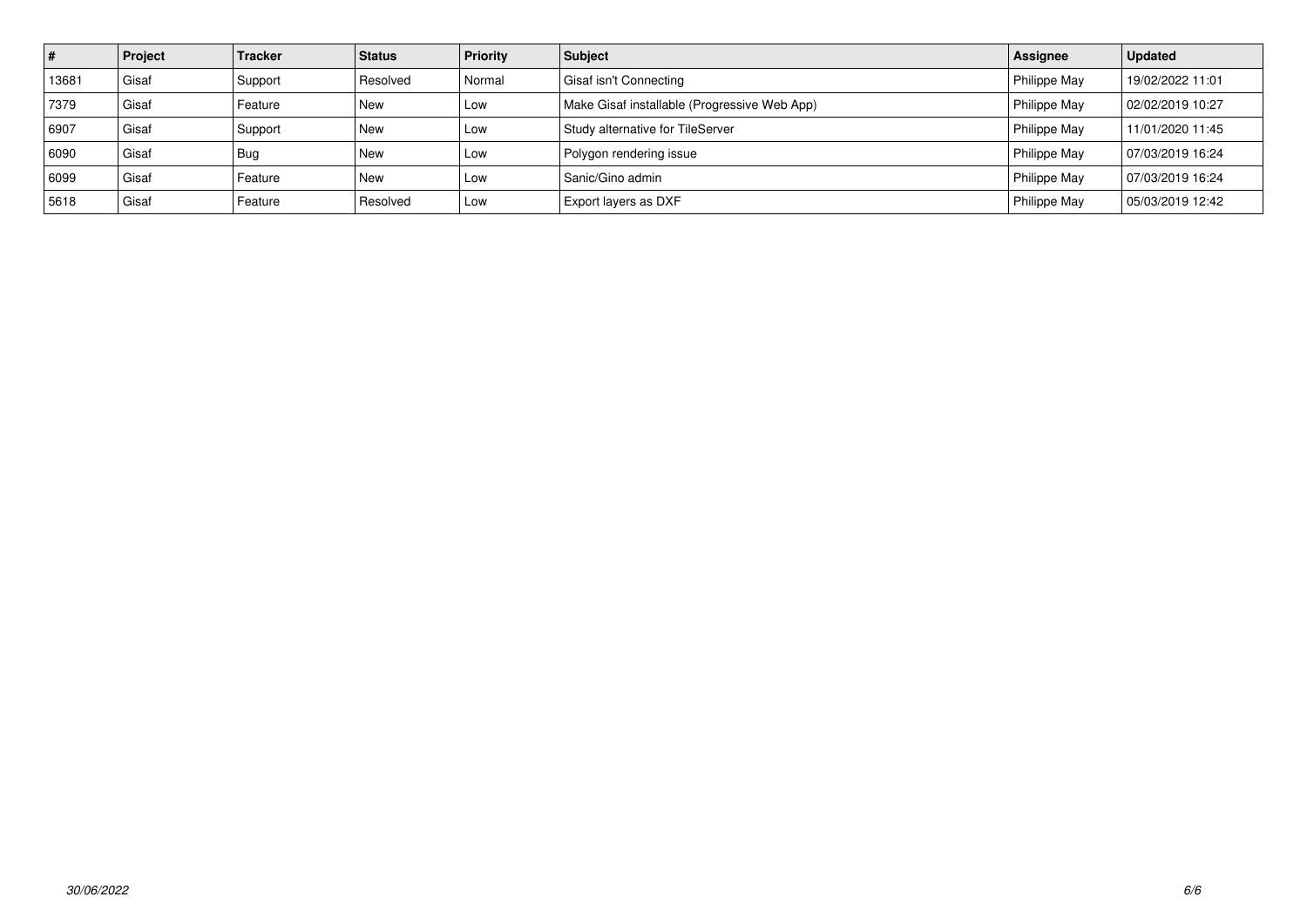| # | Project | Tracker | Status | Priority | Subject | Assignee | Updated |
|---|---|---|---|---|---|---|---|
| 13681 | Gisaf | Support | Resolved | Normal | Gisaf isn't Connecting | Philippe May | 19/02/2022 11:01 |
| 7379 | Gisaf | Feature | New | Low | Make Gisaf installable (Progressive Web App) | Philippe May | 02/02/2019 10:27 |
| 6907 | Gisaf | Support | New | Low | Study alternative for TileServer | Philippe May | 11/01/2020 11:45 |
| 6090 | Gisaf | Bug | New | Low | Polygon rendering issue | Philippe May | 07/03/2019 16:24 |
| 6099 | Gisaf | Feature | New | Low | Sanic/Gino admin | Philippe May | 07/03/2019 16:24 |
| 5618 | Gisaf | Feature | Resolved | Low | Export layers as DXF | Philippe May | 05/03/2019 12:42 |